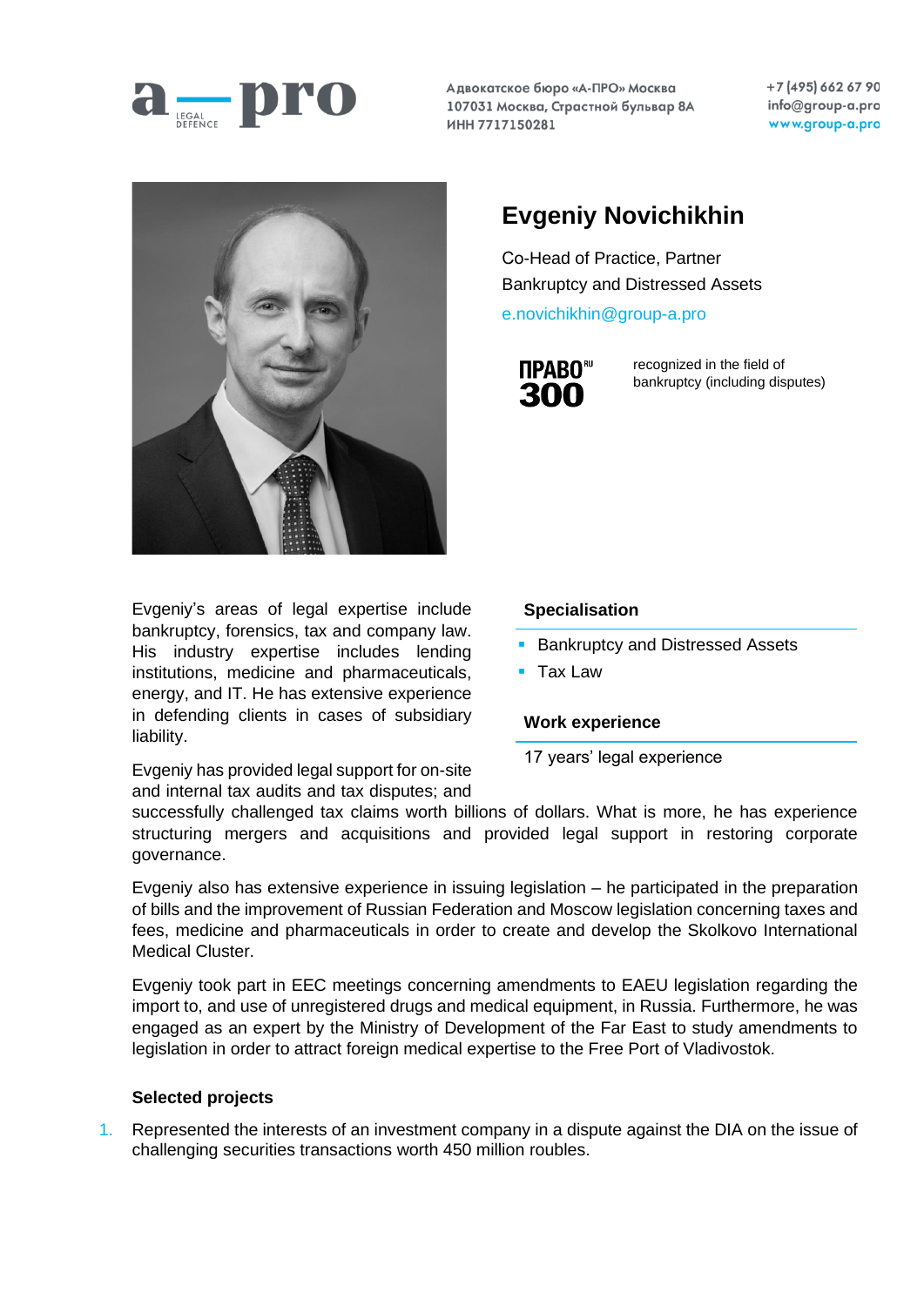Адвокатское бюро «А-ПРО» Москва
107031 Москва, Страстной бульвар 8А
ИНН 7717150281

+7 (495) 662 67 90
info@group-a.pro
www.group-a.pro

# Evgeniy Novichikhin

Co-Head of Practice, Partner
Bankruptcy and Distressed Assets

e.novichikhin@group-a.pro

ПРАВО RU 300 — recognized in the field of bankruptcy (including disputes)

### Specialisation

- Bankruptcy and Distressed Assets
- Tax Law

### Work experience

17 years' legal experience

Evgeniy's areas of legal expertise include bankruptcy, forensics, tax and company law. His industry expertise includes lending institutions, medicine and pharmaceuticals, energy, and IT. He has extensive experience in defending clients in cases of subsidiary liability.

Evgeniy has provided legal support for on-site and internal tax audits and tax disputes; and successfully challenged tax claims worth billions of dollars. What is more, he has experience structuring mergers and acquisitions and provided legal support in restoring corporate governance.

Evgeniy also has extensive experience in issuing legislation – he participated in the preparation of bills and the improvement of Russian Federation and Moscow legislation concerning taxes and fees, medicine and pharmaceuticals in order to create and develop the Skolkovo International Medical Cluster.

Evgeniy took part in EEC meetings concerning amendments to EAEU legislation regarding the import to, and use of unregistered drugs and medical equipment, in Russia. Furthermore, he was engaged as an expert by the Ministry of Development of the Far East to study amendments to legislation in order to attract foreign medical expertise to the Free Port of Vladivostok.

### Selected projects

1. Represented the interests of an investment company in a dispute against the DIA on the issue of challenging securities transactions worth 450 million roubles.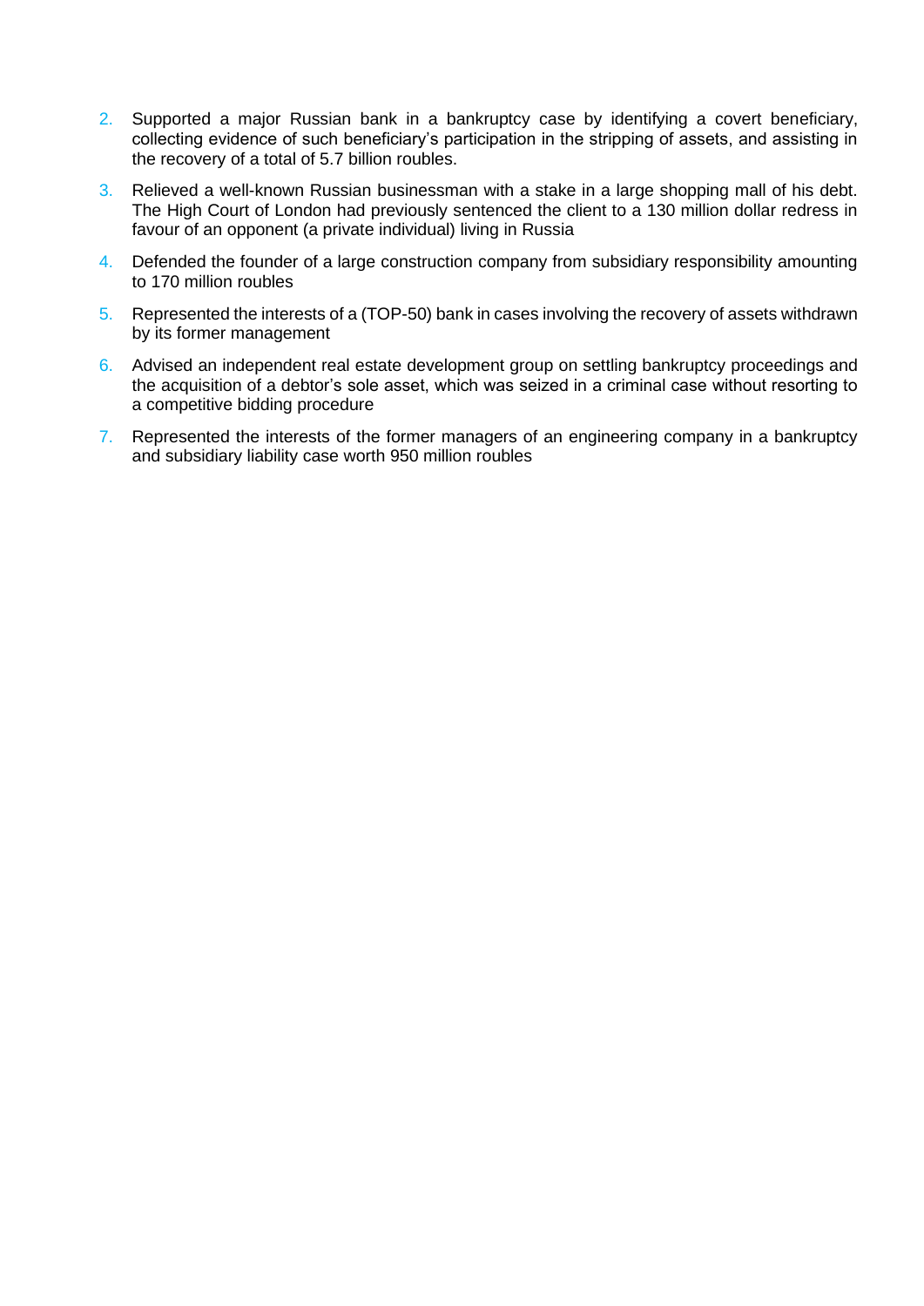2. Supported a major Russian bank in a bankruptcy case by identifying a covert beneficiary, collecting evidence of such beneficiary's participation in the stripping of assets, and assisting in the recovery of a total of 5.7 billion roubles.
3. Relieved a well-known Russian businessman with a stake in a large shopping mall of his debt. The High Court of London had previously sentenced the client to a 130 million dollar redress in favour of an opponent (a private individual) living in Russia
4. Defended the founder of a large construction company from subsidiary responsibility amounting to 170 million roubles
5. Represented the interests of a (TOP-50) bank in cases involving the recovery of assets withdrawn by its former management
6. Advised an independent real estate development group on settling bankruptcy proceedings and the acquisition of a debtor's sole asset, which was seized in a criminal case without resorting to a competitive bidding procedure
7. Represented the interests of the former managers of an engineering company in a bankruptcy and subsidiary liability case worth 950 million roubles